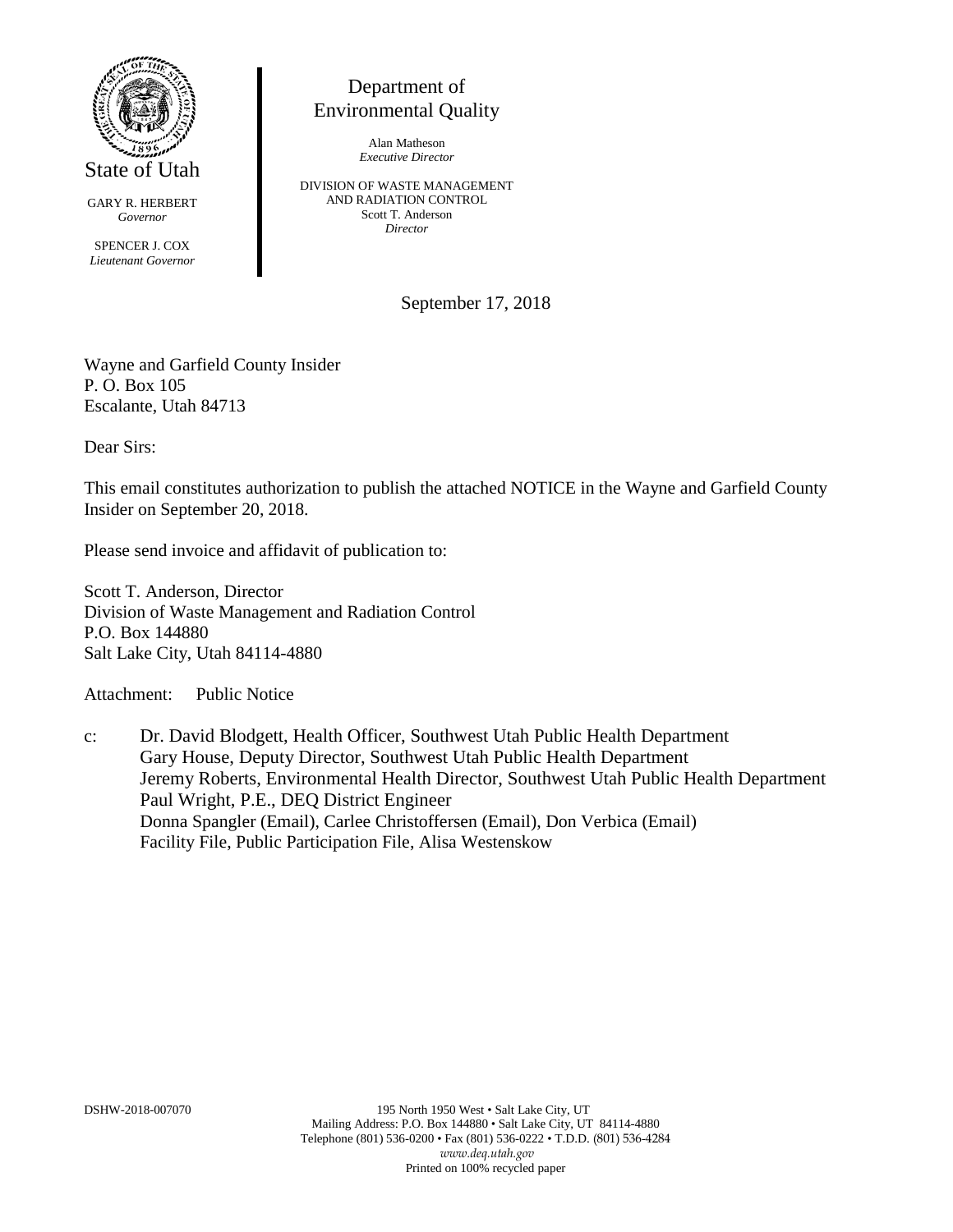State of Utah

GARY R. HERBERT
*Governor*

SPENCER J. COX
*Lieutenant Governor*

Department of
Environmental Quality

Alan Matheson
*Executive Director*

DIVISION OF WASTE MANAGEMENT
AND RADIATION CONTROL
Scott T. Anderson
*Director*

September 17, 2018

Wayne and Garfield County Insider
P. O. Box 105
Escalante, Utah 84713

Dear Sirs:

This email constitutes authorization to publish the attached NOTICE in the Wayne and Garfield County Insider on September 20, 2018.

Please send invoice and affidavit of publication to:

Scott T. Anderson, Director
Division of Waste Management and Radiation Control
P.O. Box 144880
Salt Lake City, Utah 84114-4880

Attachment: Public Notice

c: Dr. David Blodgett, Health Officer, Southwest Utah Public Health Department
Gary House, Deputy Director, Southwest Utah Public Health Department
Jeremy Roberts, Environmental Health Director, Southwest Utah Public Health Department
Paul Wright, P.E., DEQ District Engineer
Donna Spangler (Email), Carlee Christoffersen (Email), Don Verbica (Email)
Facility File, Public Participation File, Alisa Westenskow

DSHW-2018-007070

195 North 1950 West • Salt Lake City, UT
Mailing Address: P.O. Box 144880 • Salt Lake City, UT 84114-4880
Telephone (801) 536-0200 • Fax (801) 536-0222 • T.D.D. (801) 536-4284
*www.deq.utah.gov*
Printed on 100% recycled paper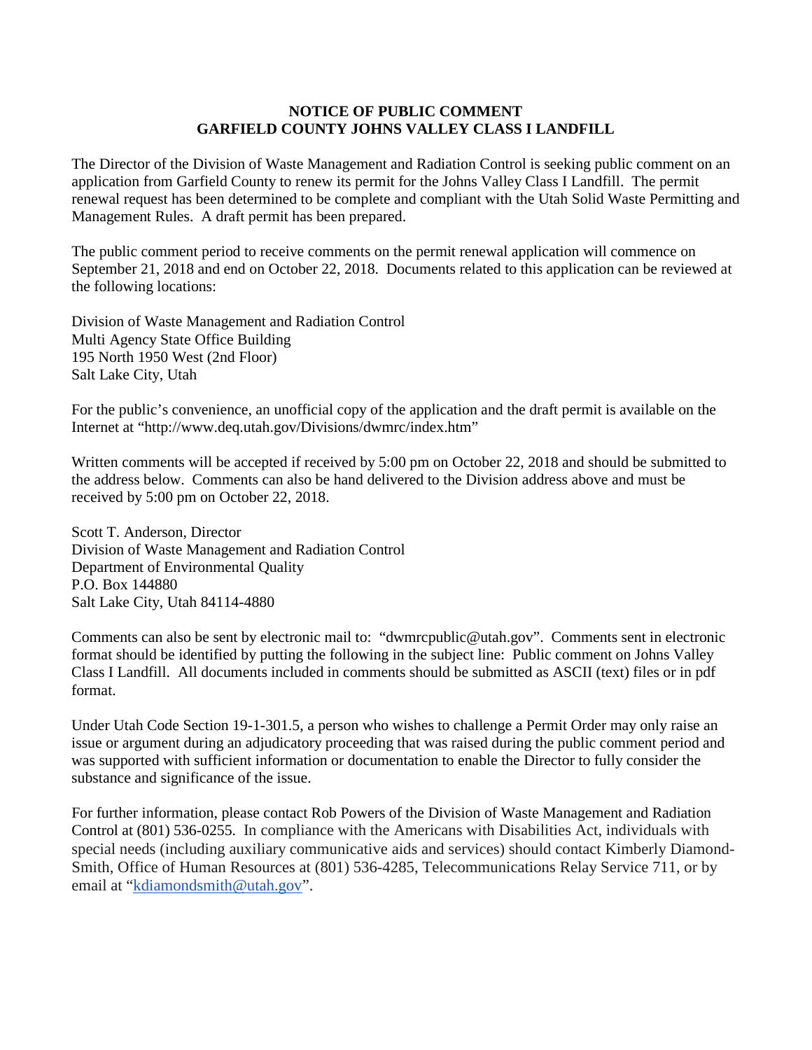**NOTICE OF PUBLIC COMMENT**
**GARFIELD COUNTY JOHNS VALLEY CLASS I LANDFILL**

The Director of the Division of Waste Management and Radiation Control is seeking public comment on an application from Garfield County to renew its permit for the Johns Valley Class I Landfill. The permit renewal request has been determined to be complete and compliant with the Utah Solid Waste Permitting and Management Rules. A draft permit has been prepared.

The public comment period to receive comments on the permit renewal application will commence on September 21, 2018 and end on October 22, 2018. Documents related to this application can be reviewed at the following locations:

Division of Waste Management and Radiation Control
Multi Agency State Office Building
195 North 1950 West (2nd Floor)
Salt Lake City, Utah

For the public's convenience, an unofficial copy of the application and the draft permit is available on the Internet at "http://www.deq.utah.gov/Divisions/dwmrc/index.htm"

Written comments will be accepted if received by 5:00 pm on October 22, 2018 and should be submitted to the address below. Comments can also be hand delivered to the Division address above and must be received by 5:00 pm on October 22, 2018.

Scott T. Anderson, Director
Division of Waste Management and Radiation Control
Department of Environmental Quality
P.O. Box 144880
Salt Lake City, Utah 84114-4880

Comments can also be sent by electronic mail to: "dwmrcpublic@utah.gov". Comments sent in electronic format should be identified by putting the following in the subject line: Public comment on Johns Valley Class I Landfill. All documents included in comments should be submitted as ASCII (text) files or in pdf format.

Under Utah Code Section 19-1-301.5, a person who wishes to challenge a Permit Order may only raise an issue or argument during an adjudicatory proceeding that was raised during the public comment period and was supported with sufficient information or documentation to enable the Director to fully consider the substance and significance of the issue.

For further information, please contact Rob Powers of the Division of Waste Management and Radiation Control at (801) 536-0255. In compliance with the Americans with Disabilities Act, individuals with special needs (including auxiliary communicative aids and services) should contact Kimberly Diamond-Smith, Office of Human Resources at (801) 536-4285, Telecommunications Relay Service 711, or by email at "kdiamondsmith@utah.gov".